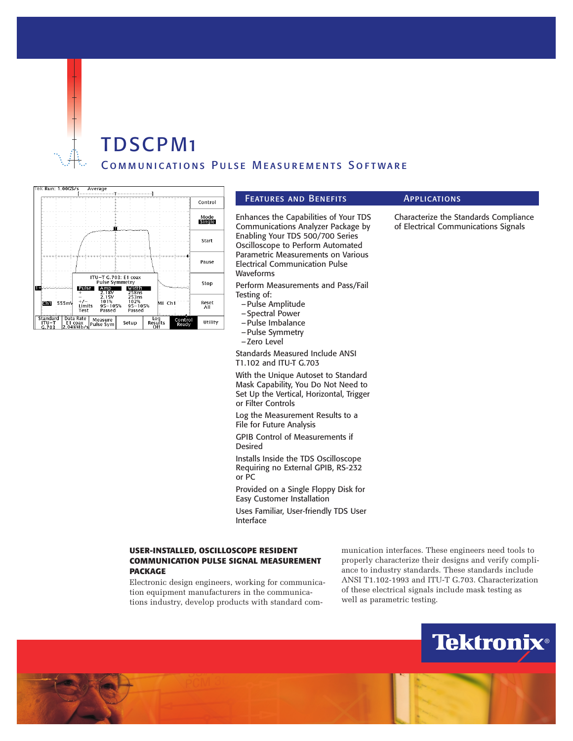# TDSCPM1

## Communications Pulse Measurements Software

### Features and Benefits

Enhances the Capabilities of Your TDS Communications Analyzer Package by Enabling Your TDS 500/700 Series Oscilloscope to Perform Automated Parametric Measurements on Various Electrical Communication Pulse Waveforms

Perform Measurements and Pass/Fail Testing of:
- Pulse Amplitude
- Spectral Power
- Pulse Imbalance
- Pulse Symmetry
- Zero Level

Standards Measured Include ANSI T1.102 and ITU-T G.703

With the Unique Autoset to Standard Mask Capability, You Do Not Need to Set Up the Vertical, Horizontal, Trigger or Filter Controls

Log the Measurement Results to a File for Future Analysis

GPIB Control of Measurements if Desired

Installs Inside the TDS Oscilloscope Requiring no External GPIB, RS-232 or PC

Provided on a Single Floppy Disk for Easy Customer Installation

Uses Familiar, User-friendly TDS User Interface

### Applications

Characterize the Standards Compliance of Electrical Communications Signals

### USER-INSTALLED, OSCILLOSCOPE RESIDENT COMMUNICATION PULSE SIGNAL MEASUREMENT PACKAGE

Electronic design engineers, working for communication equipment manufacturers in the communications industry, develop products with standard communication interfaces. These engineers need tools to properly characterize their designs and verify compliance to industry standards. These standards include ANSI T1.102-1993 and ITU-T G.703. Characterization of these electrical signals include mask testing as well as parametric testing.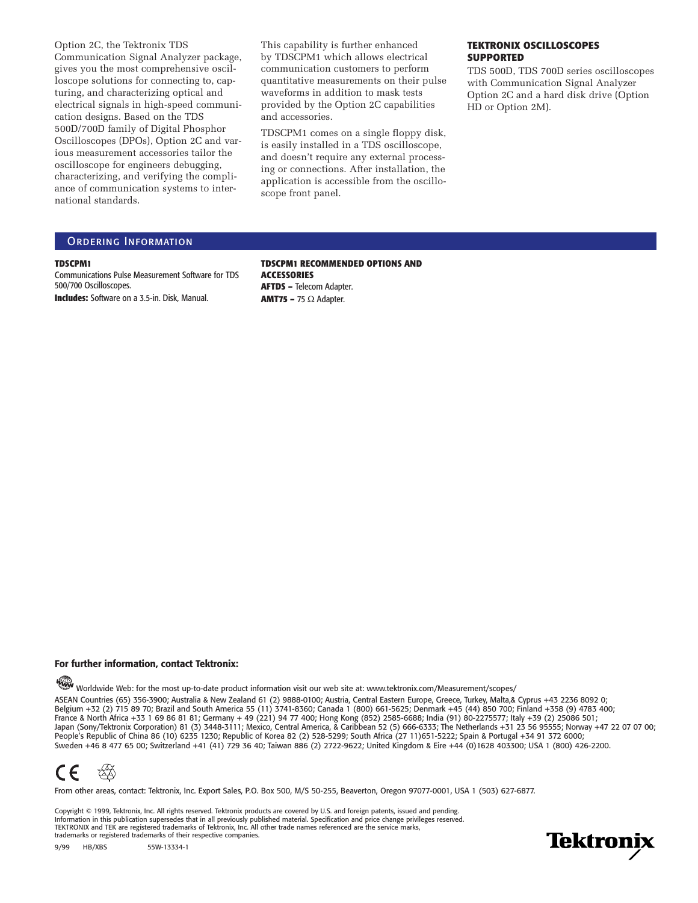Option 2C, the Tektronix TDS Communication Signal Analyzer package, gives you the most comprehensive oscilloscope solutions for connecting to, capturing, and characterizing optical and electrical signals in high-speed communication designs. Based on the TDS 500D/700D family of Digital Phosphor Oscilloscopes (DPOs), Option 2C and various measurement accessories tailor the oscilloscope for engineers debugging, characterizing, and verifying the compliance of communication systems to international standards.

This capability is further enhanced by TDSCPM1 which allows electrical communication customers to perform quantitative measurements on their pulse waveforms in addition to mask tests provided by the Option 2C capabilities and accessories.

TDSCPM1 comes on a single floppy disk, is easily installed in a TDS oscilloscope, and doesn't require any external processing or connections. After installation, the application is accessible from the oscilloscope front panel.

### TEKTRONIX OSCILLOSCOPES SUPPORTED

TDS 500D, TDS 700D series oscilloscopes with Communication Signal Analyzer Option 2C and a hard disk drive (Option HD or Option 2M).

## Ordering Information

**TDSCPM1**

Communications Pulse Measurement Software for TDS 500/700 Oscilloscopes.

**Includes:** Software on a 3.5-in. Disk, Manual.

**TDSCPM1 RECOMMENDED OPTIONS AND ACCESSORIES**

**AFTDS –** Telecom Adapter.

**AMT75 –** 75 Ω Adapter.

**For further information, contact Tektronix:**

Worldwide Web: for the most up-to-date product information visit our web site at: www.tektronix.com/Measurement/scopes/

ASEAN Countries (65) 356-3900; Australia & New Zealand 61 (2) 9888-0100; Austria, Central Eastern Europe, Greece, Turkey, Malta,& Cyprus +43 2236 8092 0; Belgium +32 (2) 715 89 70; Brazil and South America 55 (11) 3741-8360; Canada 1 (800) 661-5625; Denmark +45 (44) 850 700; Finland +358 (9) 4783 400; France & North Africa +33 1 69 86 81 81; Germany + 49 (221) 94 77 400; Hong Kong (852) 2585-6688; India (91) 80-2275577; Italy +39 (2) 25086 501; Japan (Sony/Tektronix Corporation) 81 (3) 3448-3111; Mexico, Central America, & Caribbean 52 (5) 666-6333; The Netherlands +31 23 56 95555; Norway +47 22 07 07 00; People's Republic of China 86 (10) 6235 1230; Republic of Korea 82 (2) 528-5299; South Africa (27 11)651-5222; Spain & Portugal +34 91 372 6000; Sweden +46 8 477 65 00; Switzerland +41 (41) 729 36 40; Taiwan 886 (2) 2722-9622; United Kingdom & Eire +44 (0)1628 403300; USA 1 (800) 426-2200.

From other areas, contact: Tektronix, Inc. Export Sales, P.O. Box 500, M/S 50-255, Beaverton, Oregon 97077-0001, USA 1 (503) 627-6877.

Copyright © 1999, Tektronix, Inc. All rights reserved. Tektronix products are covered by U.S. and foreign patents, issued and pending. Information in this publication supersedes that in all previously published material. Specification and price change privileges reserved. TEKTRONIX and TEK are registered trademarks of Tektronix, Inc. All other trade names referenced are the service marks, trademarks or registered trademarks of their respective companies.

9/99 HB/XBS 55W-13334-1

Tektronix